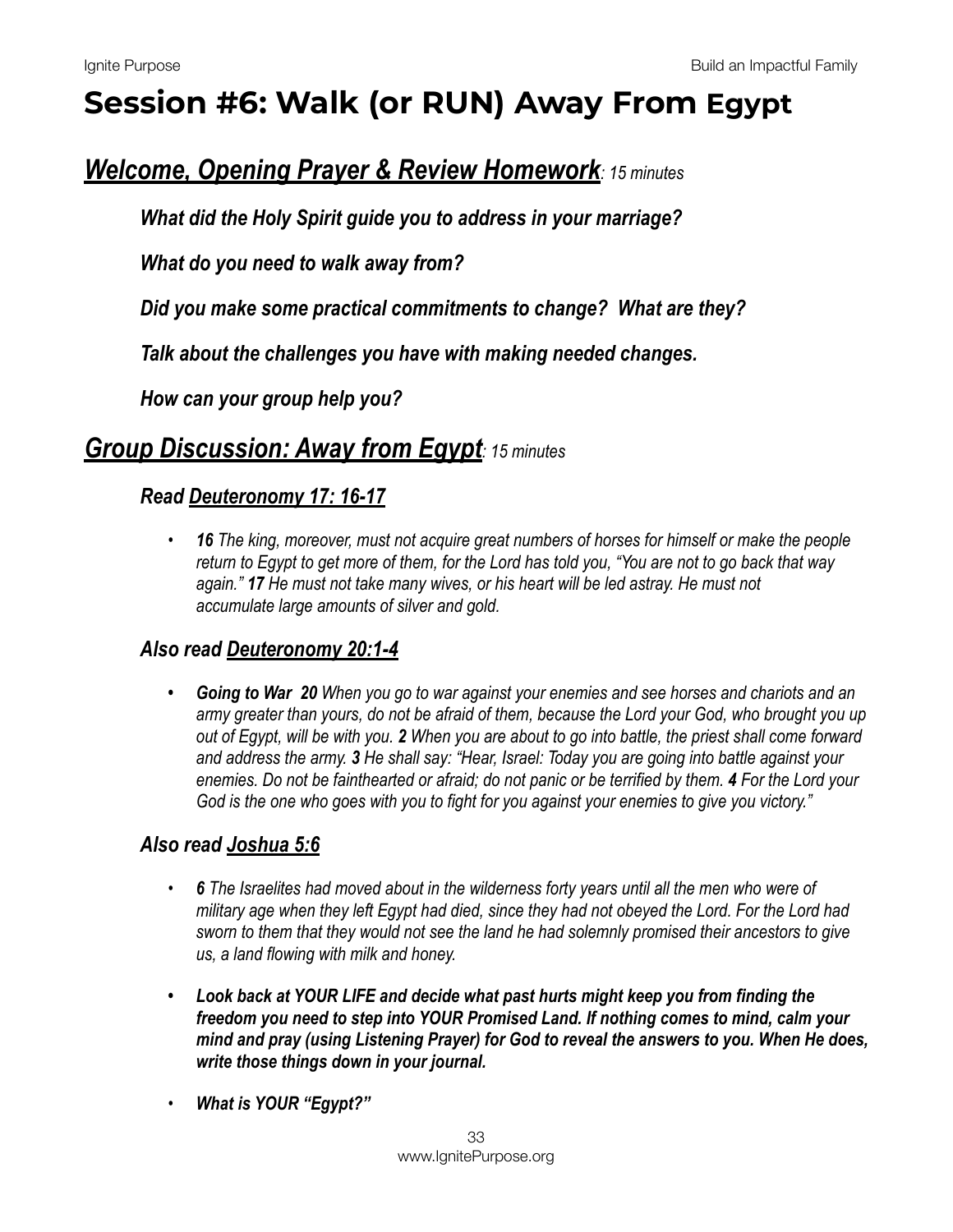# Session #6: Walk (or RUN) Away From Egypt

## ***Welcome, Opening Prayer & Review Homework****: 15 minutes*

***What did the Holy Spirit guide you to address in your marriage?***

***What do you need to walk away from?***

***Did you make some practical commitments to change? What are they?***

***Talk about the challenges you have with making needed changes.***

***How can your group help you?***

## ***Group Discussion: Away from Egypt****: 15 minutes*

### ***Read Deuteronomy 17: 16-17***

- ***16*** *The king, moreover, must not acquire great numbers of horses for himself or make the people return to Egypt to get more of them, for the Lord has told you, "You are not to go back that way again."* ***17*** *He must not take many wives, or his heart will be led astray. He must not accumulate large amounts of silver and gold.*

### ***Also read Deuteronomy 20:1-4***

- ***Going to War 20*** *When you go to war against your enemies and see horses and chariots and an army greater than yours, do not be afraid of them, because the Lord your God, who brought you up out of Egypt, will be with you.* ***2*** *When you are about to go into battle, the priest shall come forward and address the army.* ***3*** *He shall say: "Hear, Israel: Today you are going into battle against your enemies. Do not be fainthearted or afraid; do not panic or be terrified by them.* ***4*** *For the Lord your God is the one who goes with you to fight for you against your enemies to give you victory."*

### ***Also read Joshua 5:6***

- ***6*** *The Israelites had moved about in the wilderness forty years until all the men who were of military age when they left Egypt had died, since they had not obeyed the Lord. For the Lord had sworn to them that they would not see the land he had solemnly promised their ancestors to give us, a land flowing with milk and honey.*
- ***Look back at YOUR LIFE and decide what past hurts might keep you from finding the freedom you need to step into YOUR Promised Land. If nothing comes to mind, calm your mind and pray (using Listening Prayer) for God to reveal the answers to you. When He does, write those things down in your journal.***
- ***What is YOUR "Egypt?"***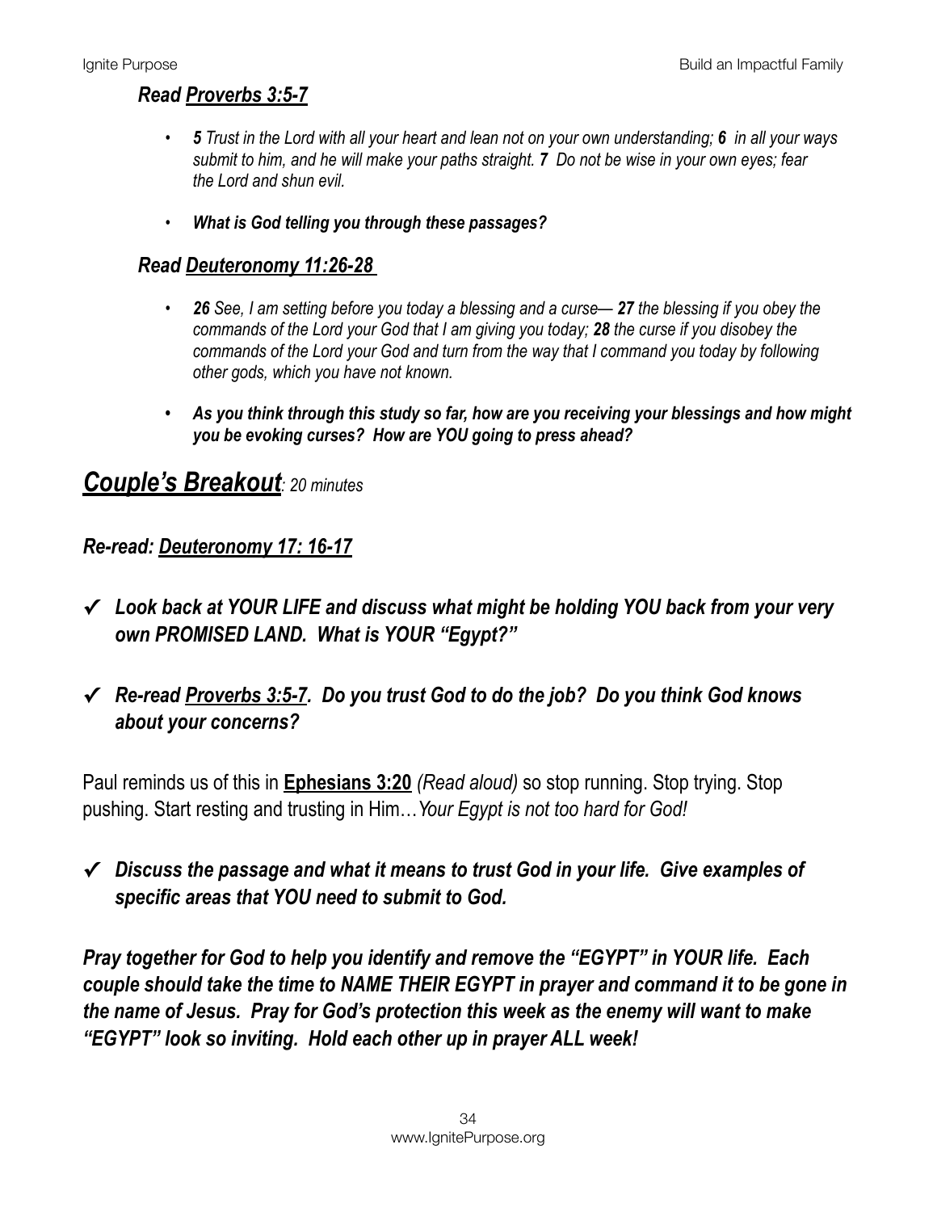### *Read <u>Proverbs 3:5-7</u>*

- ***5*** *Trust in the Lord with all your heart and lean not on your own understanding;* ***6*** *in all your ways submit to him, and he will make your paths straight.* ***7*** *Do not be wise in your own eyes; fear the Lord and shun evil.*
- ***What is God telling you through these passages?***

### *Read <u>Deuteronomy 11:26-28</u>*

- ***26*** *See, I am setting before you today a blessing and a curse—* ***27*** *the blessing if you obey the commands of the Lord your God that I am giving you today;* ***28*** *the curse if you disobey the commands of the Lord your God and turn from the way that I command you today by following other gods, which you have not known.*
- ***As you think through this study so far, how are you receiving your blessings and how might you be evoking curses? How are YOU going to press ahead?***

## ***<u>Couple's Breakout</u>****: 20 minutes*

### *Re-read: <u>Deuteronomy 17: 16-17</u>*

✓ ***Look back at YOUR LIFE and discuss what might be holding YOU back from your very own PROMISED LAND. What is YOUR "Egypt?"***

✓ ***Re-read <u>Proverbs 3:5-7</u>. Do you trust God to do the job? Do you think God knows about your concerns?***

Paul reminds us of this in **<u>Ephesians 3:20</u>** *(Read aloud)* so stop running. Stop trying. Stop pushing. Start resting and trusting in Him…*Your Egypt is not too hard for God!*

✓ ***Discuss the passage and what it means to trust God in your life. Give examples of specific areas that YOU need to submit to God.***

***Pray together for God to help you identify and remove the "EGYPT" in YOUR life. Each couple should take the time to NAME THEIR EGYPT in prayer and command it to be gone in the name of Jesus. Pray for God's protection this week as the enemy will want to make "EGYPT" look so inviting. Hold each other up in prayer ALL week!***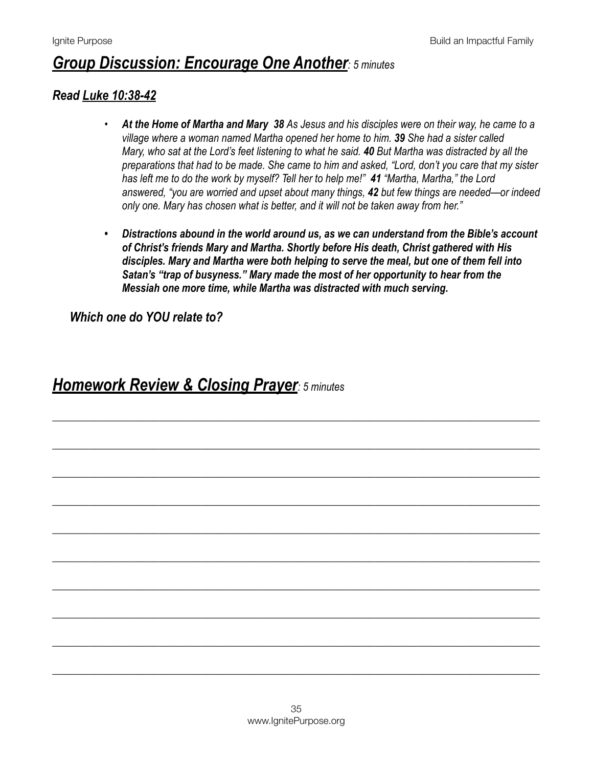## ***Group Discussion: Encourage One Another****: 5 minutes*

### ***Read Luke 10:38-42***

- ***At the Home of Martha and Mary 38*** *As Jesus and his disciples were on their way, he came to a village where a woman named Martha opened her home to him.* ***39*** *She had a sister called Mary, who sat at the Lord's feet listening to what he said.* ***40*** *But Martha was distracted by all the preparations that had to be made. She came to him and asked, "Lord, don't you care that my sister has left me to do the work by myself? Tell her to help me!"* ***41*** *"Martha, Martha," the Lord answered, "you are worried and upset about many things,* ***42*** *but few things are needed—or indeed only one. Mary has chosen what is better, and it will not be taken away from her."*

- ***Distractions abound in the world around us, as we can understand from the Bible's account of Christ's friends Mary and Martha. Shortly before His death, Christ gathered with His disciples. Mary and Martha were both helping to serve the meal, but one of them fell into Satan's "trap of busyness." Mary made the most of her opportunity to hear from the Messiah one more time, while Martha was distracted with much serving.***

***Which one do YOU relate to?***

## ***Homework Review & Closing Prayer****: 5 minutes*

\_\_\_\_\_\_\_\_\_\_\_\_\_\_\_\_\_\_\_\_\_\_\_\_\_\_\_\_\_\_\_\_\_\_\_\_\_\_\_\_\_\_\_\_\_\_\_\_\_\_\_\_\_\_\_\_\_\_\_\_\_\_\_\_\_\_\_\_\_\_\_\_\_\_\_\_

\_\_\_\_\_\_\_\_\_\_\_\_\_\_\_\_\_\_\_\_\_\_\_\_\_\_\_\_\_\_\_\_\_\_\_\_\_\_\_\_\_\_\_\_\_\_\_\_\_\_\_\_\_\_\_\_\_\_\_\_\_\_\_\_\_\_\_\_\_\_\_\_\_\_\_\_

\_\_\_\_\_\_\_\_\_\_\_\_\_\_\_\_\_\_\_\_\_\_\_\_\_\_\_\_\_\_\_\_\_\_\_\_\_\_\_\_\_\_\_\_\_\_\_\_\_\_\_\_\_\_\_\_\_\_\_\_\_\_\_\_\_\_\_\_\_\_\_\_\_\_\_\_

\_\_\_\_\_\_\_\_\_\_\_\_\_\_\_\_\_\_\_\_\_\_\_\_\_\_\_\_\_\_\_\_\_\_\_\_\_\_\_\_\_\_\_\_\_\_\_\_\_\_\_\_\_\_\_\_\_\_\_\_\_\_\_\_\_\_\_\_\_\_\_\_\_\_\_\_

\_\_\_\_\_\_\_\_\_\_\_\_\_\_\_\_\_\_\_\_\_\_\_\_\_\_\_\_\_\_\_\_\_\_\_\_\_\_\_\_\_\_\_\_\_\_\_\_\_\_\_\_\_\_\_\_\_\_\_\_\_\_\_\_\_\_\_\_\_\_\_\_\_\_\_\_

\_\_\_\_\_\_\_\_\_\_\_\_\_\_\_\_\_\_\_\_\_\_\_\_\_\_\_\_\_\_\_\_\_\_\_\_\_\_\_\_\_\_\_\_\_\_\_\_\_\_\_\_\_\_\_\_\_\_\_\_\_\_\_\_\_\_\_\_\_\_\_\_\_\_\_\_

\_\_\_\_\_\_\_\_\_\_\_\_\_\_\_\_\_\_\_\_\_\_\_\_\_\_\_\_\_\_\_\_\_\_\_\_\_\_\_\_\_\_\_\_\_\_\_\_\_\_\_\_\_\_\_\_\_\_\_\_\_\_\_\_\_\_\_\_\_\_\_\_\_\_\_\_

\_\_\_\_\_\_\_\_\_\_\_\_\_\_\_\_\_\_\_\_\_\_\_\_\_\_\_\_\_\_\_\_\_\_\_\_\_\_\_\_\_\_\_\_\_\_\_\_\_\_\_\_\_\_\_\_\_\_\_\_\_\_\_\_\_\_\_\_\_\_\_\_\_\_\_\_

\_\_\_\_\_\_\_\_\_\_\_\_\_\_\_\_\_\_\_\_\_\_\_\_\_\_\_\_\_\_\_\_\_\_\_\_\_\_\_\_\_\_\_\_\_\_\_\_\_\_\_\_\_\_\_\_\_\_\_\_\_\_\_\_\_\_\_\_\_\_\_\_\_\_\_\_

\_\_\_\_\_\_\_\_\_\_\_\_\_\_\_\_\_\_\_\_\_\_\_\_\_\_\_\_\_\_\_\_\_\_\_\_\_\_\_\_\_\_\_\_\_\_\_\_\_\_\_\_\_\_\_\_\_\_\_\_\_\_\_\_\_\_\_\_\_\_\_\_\_\_\_\_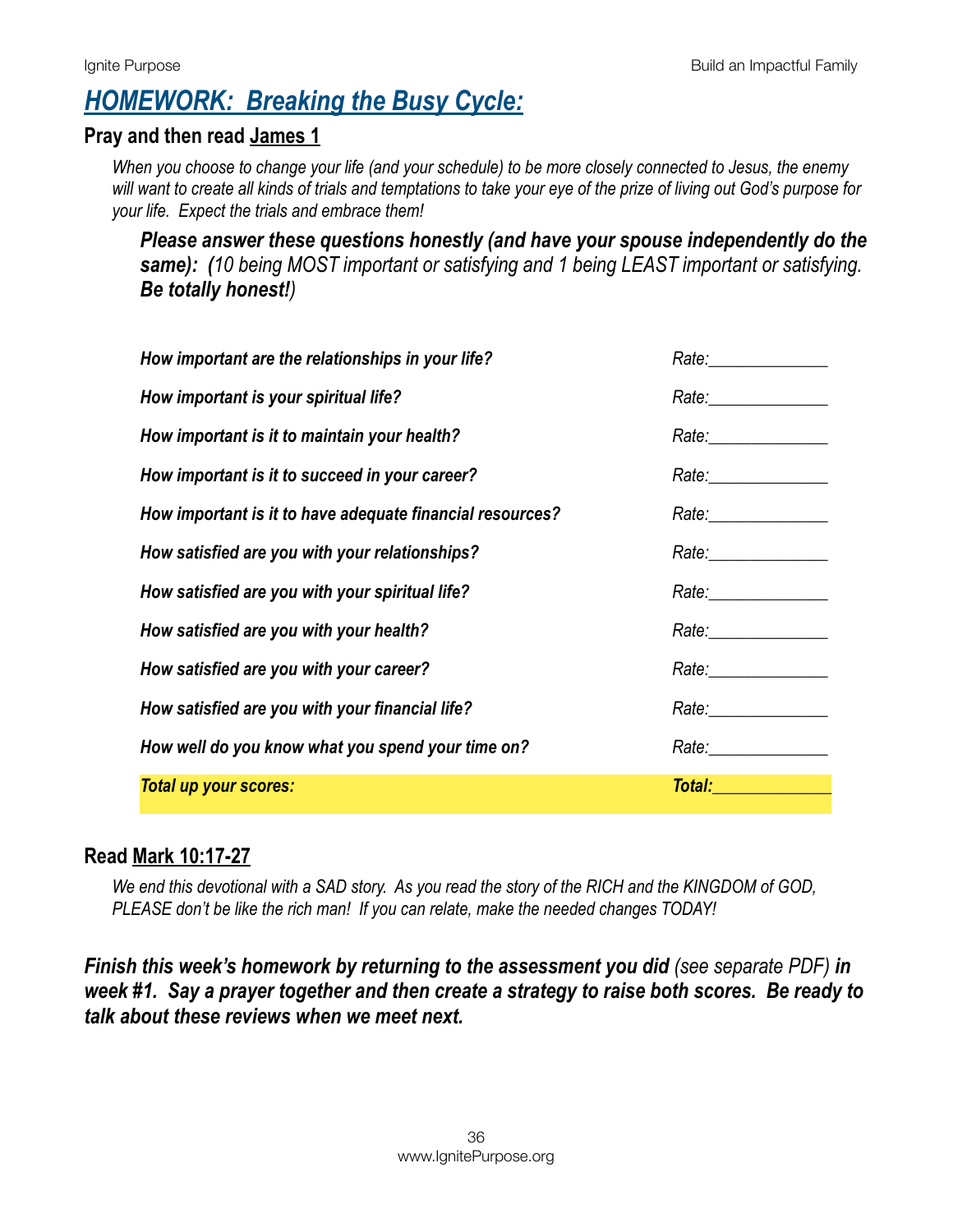## ***HOMEWORK: Breaking the Busy Cycle:***

### Pray and then read James 1

*When you choose to change your life (and your schedule) to be more closely connected to Jesus, the enemy will want to create all kinds of trials and temptations to take your eye of the prize of living out God's purpose for your life. Expect the trials and embrace them!*

***Please answer these questions honestly (and have your spouse independently do the same): (****10 being MOST important or satisfying and 1 being LEAST important or satisfying.* ***Be totally honest!****)*

| | |
|---|---|
| ***How important are the relationships in your life?*** | *Rate:\_\_\_\_\_\_\_\_\_\_\_\_\_* |
| ***How important is your spiritual life?*** | *Rate:\_\_\_\_\_\_\_\_\_\_\_\_\_* |
| ***How important is it to maintain your health?*** | *Rate:\_\_\_\_\_\_\_\_\_\_\_\_\_* |
| ***How important is it to succeed in your career?*** | *Rate:\_\_\_\_\_\_\_\_\_\_\_\_\_* |
| ***How important is it to have adequate financial resources?*** | *Rate:\_\_\_\_\_\_\_\_\_\_\_\_\_* |
| ***How satisfied are you with your relationships?*** | *Rate:\_\_\_\_\_\_\_\_\_\_\_\_\_* |
| ***How satisfied are you with your spiritual life?*** | *Rate:\_\_\_\_\_\_\_\_\_\_\_\_\_* |
| ***How satisfied are you with your health?*** | *Rate:\_\_\_\_\_\_\_\_\_\_\_\_\_* |
| ***How satisfied are you with your career?*** | *Rate:\_\_\_\_\_\_\_\_\_\_\_\_\_* |
| ***How satisfied are you with your financial life?*** | *Rate:\_\_\_\_\_\_\_\_\_\_\_\_\_* |
| ***How well do you know what you spend your time on?*** | *Rate:\_\_\_\_\_\_\_\_\_\_\_\_\_* |
| ***Total up your scores:*** | ***Total:\_\_\_\_\_\_\_\_\_\_\_\_\_*** |

### Read Mark 10:17-27

*We end this devotional with a SAD story. As you read the story of the RICH and the KINGDOM of GOD, PLEASE don't be like the rich man! If you can relate, make the needed changes TODAY!*

***Finish this week's homework by returning to the assessment you did*** *(see separate PDF)* ***in week #1. Say a prayer together and then create a strategy to raise both scores. Be ready to talk about these reviews when we meet next.***